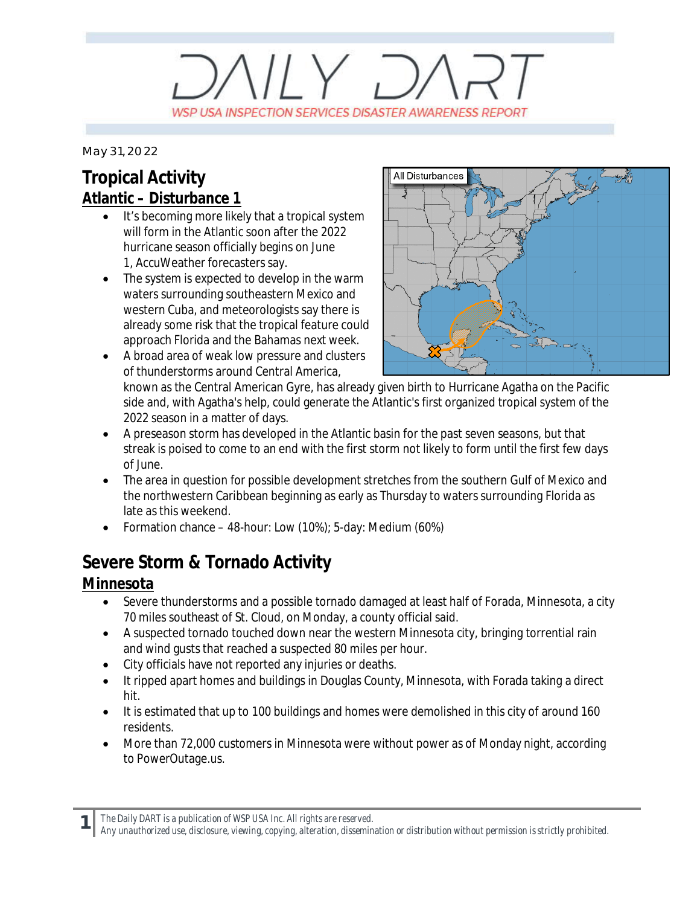# DAILY DART

WSP USA INSPECTION SERVICES DISASTER AWARENESS REPORT

May 31, 2022

## Tropical Activity

### Atlantic – Disturbance 1

- It's becoming more likely that a tropical system will form in the Atlantic soon after the 2022 hurricane season officially begins on June 1, AccuWeather forecasters say.
- The system is expected to develop in the warm waters surrounding southeastern Mexico and western Cuba, and meteorologists say there is already some risk that the tropical feature could approach Florida and the Bahamas next week.
- A broad area of weak low pressure and clusters of thunderstorms around Central America, known as the Central American Gyre, has already given birth to Hurricane Agatha on the Pacific side and, with Agatha's help, could generate the Atlantic's first organized tropical system of the 2022 season in a matter of days.
- A preseason storm has developed in the Atlantic basin for the past seven seasons, but that streak is poised to come to an end with the first storm not likely to form until the first few days of June.
- The area in question for possible development stretches from the southern Gulf of Mexico and the northwestern Caribbean beginning as early as Thursday to waters surrounding Florida as late as this weekend.
- Formation chance – 48-hour: Low (10%); 5-day: Medium (60%)

## Severe Storm & Tornado Activity

### Minnesota

- Severe thunderstorms and a possible tornado damaged at least half of Forada, Minnesota, a city 70 miles southeast of St. Cloud, on Monday, a county official said.
- A suspected tornado touched down near the western Minnesota city, bringing torrential rain and wind gusts that reached a suspected 80 miles per hour.
- City officials have not reported any injuries or deaths.
- It ripped apart homes and buildings in Douglas County, Minnesota, with Forada taking a direct hit.
- It is estimated that up to 100 buildings and homes were demolished in this city of around 160 residents.
- More than 72,000 customers in Minnesota were without power as of Monday night, according to PowerOutage.us.

*The Daily DART is a publication of WSP USA Inc. All rights are reserved.*
*Any unauthorized use, disclosure, viewing, copying, alteration, dissemination or distribution without permission is strictly prohibited.*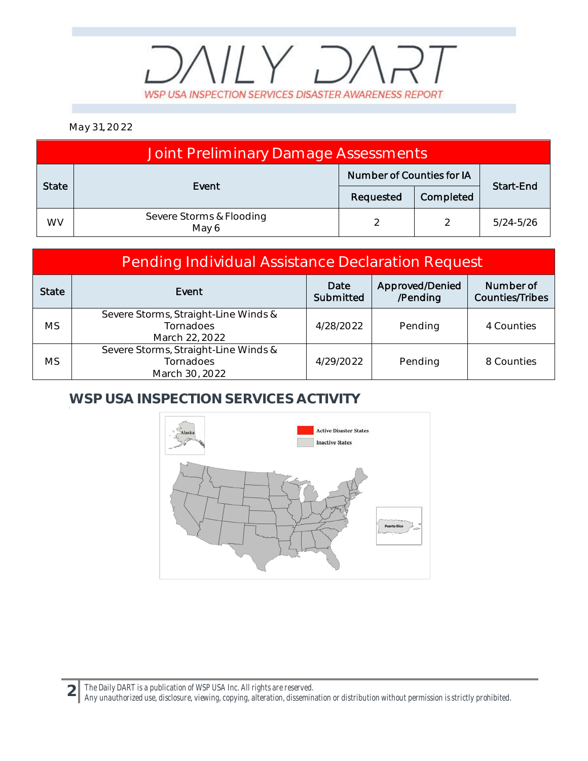# DAILY DART

WSP USA INSPECTION SERVICES DISASTER AWARENESS REPORT

May 31, 2022

## Joint Preliminary Damage Assessments

| State | Event | Number of Counties for IA | | Start-End |
|---|---|---|---|---|
| | | Requested | Completed | |
| WV | Severe Storms & Flooding May 6 | 2 | 2 | 5/24-5/26 |

## Pending Individual Assistance Declaration Request

| State | Event | Date Submitted | Approved/Denied /Pending | Number of Counties/Tribes |
|---|---|---|---|---|
| MS | Severe Storms, Straight-Line Winds & Tornadoes March 22, 2022 | 4/28/2022 | Pending | 4 Counties |
| MS | Severe Storms, Straight-Line Winds & Tornadoes March 30, 2022 | 4/29/2022 | Pending | 8 Counties |

## WSP USA INSPECTION SERVICES ACTIVITY

Active Disaster States

Inactive States

Alaska

Puerto Rico

The Daily DART is a publication of WSP USA Inc. All rights are reserved.
Any unauthorized use, disclosure, viewing, copying, alteration, dissemination or distribution without permission is strictly prohibited.